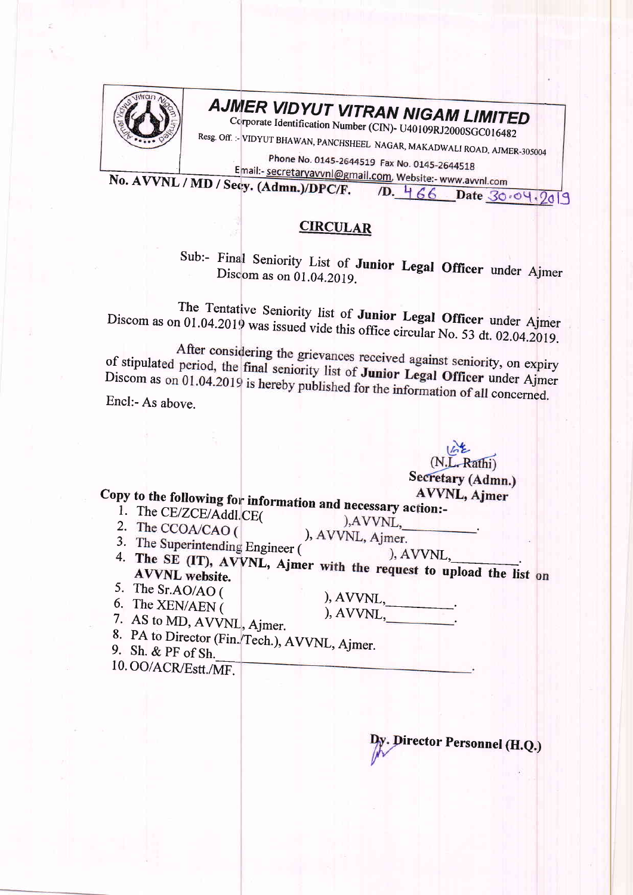# AJMER VIDYUT VITRAN NIGAM LIMITED

Corporate Identification Number (CIN)- U40109RJ2000SGC016482

Resg. Off. :- VIDYUT BHAWAN, PANCHSHEEL NAGAR, MAKADWALI ROAD, AJMER-305004

Phone No. 0145-2644519 Fax No. 0145-2644518

Email:- secretaryavvnl@gmail.com, Website:- www.avvnl.com

**No. AVVNL / MD / Secy. (Admn.)/DPC/F. /D. 466 Date 30.04.2019**

## CIRCULAR

Sub:- Final Seniority List of **Junior Legal Officer** under Ajmer Discom as on 01.04.2019.

The Tentative Seniority list of **Junior Legal Officer** under Ajmer Discom as on 01.04.2019 was issued vide this office circular No. 53 dt. 02.04.2019.

After considering the grievances received against seniority, on expiry of stipulated period, the final seniority list of **Junior Legal Officer** under Ajmer Discom as on 01.04.2019 is hereby published for the information of all concerned.

Encl:- As above.

(N.L. Rathi)
**Secretary (Admn.)**
**AVVNL, Ajmer**

**Copy to the following for information and necessary action:-**

1. The CE/ZCE/Addl.CE( ),AVVNL,\_\_\_\_\_\_\_\_\_\_.
2. The CCOA/CAO ( ), AVVNL, Ajmer.
3. The Superintending Engineer ( ), AVVNL,\_\_\_\_\_\_\_\_\_\_.
4. **The SE (IT), AVVNL, Ajmer with the request to upload the list on AVVNL website.**
5. The Sr.AO/AO ( ), AVVNL,\_\_\_\_\_\_\_\_\_\_.
6. The XEN/AEN ( ), AVVNL,\_\_\_\_\_\_\_\_\_\_.
7. AS to MD, AVVNL, Ajmer.
8. PA to Director (Fin./Tech.), AVVNL, Ajmer.
9. Sh. & PF of Sh.\_\_\_\_\_\_\_\_\_\_\_\_\_\_\_\_\_\_\_\_\_\_\_\_\_\_\_\_\_\_.
10. OO/ACR/Estt./MF.

**Dy. Director Personnel (H.Q.)**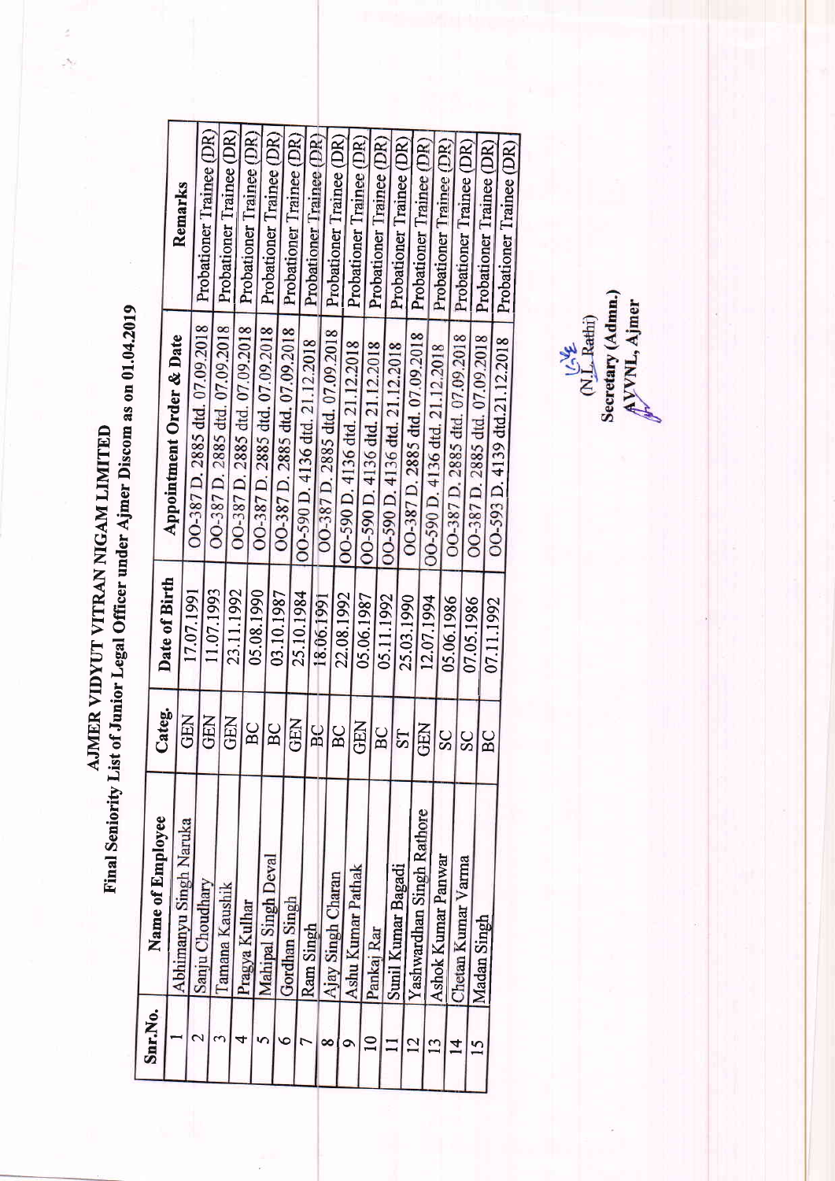# AJMER VIDYUT VITRAN NIGAM LIMITED

## Final Seniority List of Junior Legal Officer under Ajmer Discom as on 01.04.2019

| Snr.No. | Name of Employee | Categ. | Date of Birth | Appointment Order & Date | Remarks |
|---|---|---|---|---|---|
| 1 | Abhimanyu Singh Naruka | GEN | 17.07.1991 | OO-387 D. 2885 dtd. 07.09.2018 | Probationer Trainee (DR) |
| 2 | Sanju Choudhary | GEN | 11.07.1993 | OO-387 D. 2885 dtd. 07.09.2018 | Probationer Trainee (DR) |
| 3 | Tamana Kaushik | GEN | 23.11.1992 | OO-387 D. 2885 dtd. 07.09.2018 | Probationer Trainee (DR) |
| 4 | Pragya Kulhar | BC | 05.08.1990 | OO-387 D. 2885 dtd. 07.09.2018 | Probationer Trainee (DR) |
| 5 | Mahipal Singh Deval | BC | 03.10.1987 | OO-387 D. 2885 dtd. 07.09.2018 | Probationer Trainee (DR) |
| 6 | Gordhan Singh | GEN | 25.10.1984 | OO-387 D. 2885 dtd. 07.09.2018 | Probationer Trainee (DR) |
| 7 | Ram Singh | BC | 18.06.1991 | OO-590 D. 4136 dtd. 21.12.2018 | Probationer Trainee (DR) |
| 8 | Ajay Singh Charan | BC | 22.08.1992 | OO-387 D. 2885 dtd. 07.09.2018 | Probationer Trainee (DR) |
| 9 | Ashu Kumar Pathak | GEN | 05.06.1987 | OO-590 D. 4136 dtd. 21.12.2018 | Probationer Trainee (DR) |
| 10 | Pankaj Rar | BC | 05.11.1992 | OO-590 D. 4136 dtd. 21.12.2018 | Probationer Trainee (DR) |
| 11 | Sunil Kumar Bagadi | ST | 25.03.1990 | OO-590 D. 4136 dtd. 21.12.2018 | Probationer Trainee (DR) |
| 12 | Yashwardhan Singh Rathore | GEN | 12.07.1994 | OO-387 D. 2885 dtd. 07.09.2018 | Probationer Trainee (DR) |
| 13 | Ashok Kumar Panwar | SC | 05.06.1986 | OO-590 D. 4136 dtd. 21.12.2018 | Probationer Trainee (DR) |
| 14 | Chetan Kumar Varma | SC | 07.05.1986 | OO-387 D. 2885 dtd. 07.09.2018 | Probationer Trainee (DR) |
| 15 | Madan Singh | BC | 07.11.1992 | OO-593 D. 4139 dtd.21.12.2018 | Probationer Trainee (DR) |

(N.L. Rathi)
Secretary (Admn.)
AVVNL, Ajmer